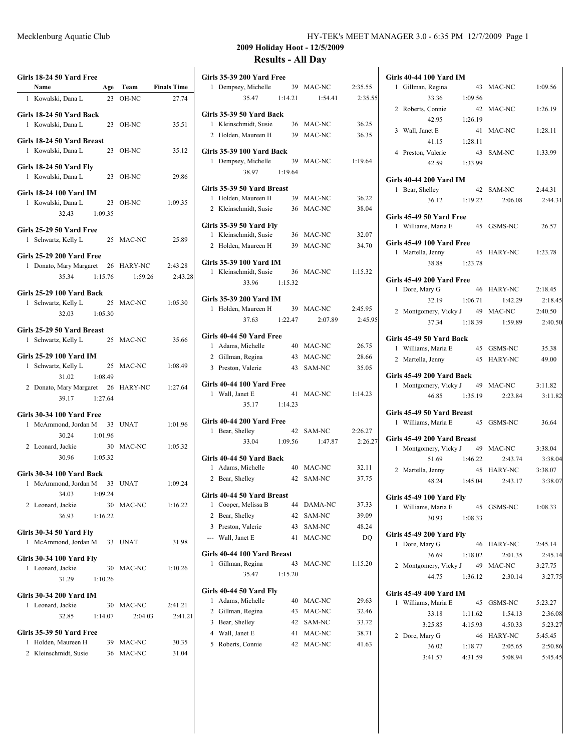**2009 Holiday Hoot - 12/5/2009**

## Results - All Day

### Girls 18-24 50 Yard Free

| | Name | Age | Team | Finals Time |
|---|---|---|---|---|
| 1 | Kowalski, Dana L | 23 | OH-NC | 27.74 |

### Girls 18-24 50 Yard Back

| | Name | Age | Team | Finals Time |
|---|---|---|---|---|
| 1 | Kowalski, Dana L | 23 | OH-NC | 35.51 |

### Girls 18-24 50 Yard Breast

| | Name | Age | Team | Finals Time |
|---|---|---|---|---|
| 1 | Kowalski, Dana L | 23 | OH-NC | 35.12 |

### Girls 18-24 50 Yard Fly

| | Name | Age | Team | Finals Time |
|---|---|---|---|---|
| 1 | Kowalski, Dana L | 23 | OH-NC | 29.86 |

### Girls 18-24 100 Yard IM

| | Name | Age | Team | Finals Time |
|---|---|---|---|---|
| 1 | Kowalski, Dana L | 23 | OH-NC | 1:09.35 |
| | 32.43 | 1:09.35 | | |

### Girls 25-29 50 Yard Free

| | Name | Age | Team | Finals Time |
|---|---|---|---|---|
| 1 | Schwartz, Kelly L | 25 | MAC-NC | 25.89 |

### Girls 25-29 200 Yard Free

| | Name | Age | Team | Finals Time |
|---|---|---|---|---|
| 1 | Donato, Mary Margaret | 26 | HARY-NC | 2:43.28 |
| | 35.34 | 1:15.76 | 1:59.26 | 2:43.28 |

### Girls 25-29 100 Yard Back

| | Name | Age | Team | Finals Time |
|---|---|---|---|---|
| 1 | Schwartz, Kelly L | 25 | MAC-NC | 1:05.30 |
| | 32.03 | 1:05.30 | | |

### Girls 25-29 50 Yard Breast

| | Name | Age | Team | Finals Time |
|---|---|---|---|---|
| 1 | Schwartz, Kelly L | 25 | MAC-NC | 35.66 |

### Girls 25-29 100 Yard IM

| | Name | Age | Team | Finals Time |
|---|---|---|---|---|
| 1 | Schwartz, Kelly L | 25 | MAC-NC | 1:08.49 |
| | 31.02 | 1:08.49 | | |
| 2 | Donato, Mary Margaret | 26 | HARY-NC | 1:27.64 |
| | 39.17 | 1:27.64 | | |

### Girls 30-34 100 Yard Free

| | Name | Age | Team | Finals Time |
|---|---|---|---|---|
| 1 | McAmmond, Jordan M | 33 | UNAT | 1:01.96 |
| | 30.24 | 1:01.96 | | |
| 2 | Leonard, Jackie | 30 | MAC-NC | 1:05.32 |
| | 30.96 | 1:05.32 | | |

### Girls 30-34 100 Yard Back

| | Name | Age | Team | Finals Time |
|---|---|---|---|---|
| 1 | McAmmond, Jordan M | 33 | UNAT | 1:09.24 |
| | 34.03 | 1:09.24 | | |
| 2 | Leonard, Jackie | 30 | MAC-NC | 1:16.22 |
| | 36.93 | 1:16.22 | | |

### Girls 30-34 50 Yard Fly

| | Name | Age | Team | Finals Time |
|---|---|---|---|---|
| 1 | McAmmond, Jordan M | 33 | UNAT | 31.98 |

### Girls 30-34 100 Yard Fly

| | Name | Age | Team | Finals Time |
|---|---|---|---|---|
| 1 | Leonard, Jackie | 30 | MAC-NC | 1:10.26 |
| | 31.29 | 1:10.26 | | |

### Girls 30-34 200 Yard IM

| | Name | Age | Team | Finals Time |
|---|---|---|---|---|
| 1 | Leonard, Jackie | 30 | MAC-NC | 2:41.21 |
| | 32.85 | 1:14.07 | 2:04.03 | 2:41.21 |

### Girls 35-39 50 Yard Free

| | Name | Age | Team | Finals Time |
|---|---|---|---|---|
| 1 | Holden, Maureen H | 39 | MAC-NC | 30.35 |
| 2 | Kleinschmidt, Susie | 36 | MAC-NC | 31.04 |

### Girls 35-39 200 Yard Free

| | Name | Age | Team | Finals Time |
|---|---|---|---|---|
| 1 | Dempsey, Michelle | 39 | MAC-NC | 2:35.55 |
| | 35.47 | 1:14.21 | 1:54.41 | 2:35.55 |

### Girls 35-39 50 Yard Back

| | Name | Age | Team | Finals Time |
|---|---|---|---|---|
| 1 | Kleinschmidt, Susie | 36 | MAC-NC | 36.25 |
| 2 | Holden, Maureen H | 39 | MAC-NC | 36.35 |

### Girls 35-39 100 Yard Back

| | Name | Age | Team | Finals Time |
|---|---|---|---|---|
| 1 | Dempsey, Michelle | 39 | MAC-NC | 1:19.64 |
| | 38.97 | 1:19.64 | | |

### Girls 35-39 50 Yard Breast

| | Name | Age | Team | Finals Time |
|---|---|---|---|---|
| 1 | Holden, Maureen H | 39 | MAC-NC | 36.22 |
| 2 | Kleinschmidt, Susie | 36 | MAC-NC | 38.04 |

### Girls 35-39 50 Yard Fly

| | Name | Age | Team | Finals Time |
|---|---|---|---|---|
| 1 | Kleinschmidt, Susie | 36 | MAC-NC | 32.07 |
| 2 | Holden, Maureen H | 39 | MAC-NC | 34.70 |

### Girls 35-39 100 Yard IM

| | Name | Age | Team | Finals Time |
|---|---|---|---|---|
| 1 | Kleinschmidt, Susie | 36 | MAC-NC | 1:15.32 |
| | 33.96 | 1:15.32 | | |

### Girls 35-39 200 Yard IM

| | Name | Age | Team | Finals Time |
|---|---|---|---|---|
| 1 | Holden, Maureen H | 39 | MAC-NC | 2:45.95 |
| | 37.63 | 1:22.47 | 2:07.89 | 2:45.95 |

### Girls 40-44 50 Yard Free

| | Name | Age | Team | Finals Time |
|---|---|---|---|---|
| 1 | Adams, Michelle | 40 | MAC-NC | 26.75 |
| 2 | Gillman, Regina | 43 | MAC-NC | 28.66 |
| 3 | Preston, Valerie | 43 | SAM-NC | 35.05 |

### Girls 40-44 100 Yard Free

| | Name | Age | Team | Finals Time |
|---|---|---|---|---|
| 1 | Wall, Janet E | 41 | MAC-NC | 1:14.23 |
| | 35.17 | 1:14.23 | | |

### Girls 40-44 200 Yard Free

| | Name | Age | Team | Finals Time |
|---|---|---|---|---|
| 1 | Bear, Shelley | 42 | SAM-NC | 2:26.27 |
| | 33.04 | 1:09.56 | 1:47.87 | 2:26.27 |

### Girls 40-44 50 Yard Back

| | Name | Age | Team | Finals Time |
|---|---|---|---|---|
| 1 | Adams, Michelle | 40 | MAC-NC | 32.11 |
| 2 | Bear, Shelley | 42 | SAM-NC | 37.75 |

### Girls 40-44 50 Yard Breast

| | Name | Age | Team | Finals Time |
|---|---|---|---|---|
| 1 | Cooper, Melissa B | 44 | DAMA-NC | 37.33 |
| 2 | Bear, Shelley | 42 | SAM-NC | 39.09 |
| 3 | Preston, Valerie | 43 | SAM-NC | 48.24 |
| --- | Wall, Janet E | 41 | MAC-NC | DQ |

### Girls 40-44 100 Yard Breast

| | Name | Age | Team | Finals Time |
|---|---|---|---|---|
| 1 | Gillman, Regina | 43 | MAC-NC | 1:15.20 |
| | 35.47 | 1:15.20 | | |

### Girls 40-44 50 Yard Fly

| | Name | Age | Team | Finals Time |
|---|---|---|---|---|
| 1 | Adams, Michelle | 40 | MAC-NC | 29.63 |
| 2 | Gillman, Regina | 43 | MAC-NC | 32.46 |
| 3 | Bear, Shelley | 42 | SAM-NC | 33.72 |
| 4 | Wall, Janet E | 41 | MAC-NC | 38.71 |
| 5 | Roberts, Connie | 42 | MAC-NC | 41.63 |

### Girls 40-44 100 Yard IM

| | Name | Age | Team | Finals Time |
|---|---|---|---|---|
| 1 | Gillman, Regina | 43 | MAC-NC | 1:09.56 |
| | 33.36 | 1:09.56 | | |
| 2 | Roberts, Connie | 42 | MAC-NC | 1:26.19 |
| | 42.95 | 1:26.19 | | |
| 3 | Wall, Janet E | 41 | MAC-NC | 1:28.11 |
| | 41.15 | 1:28.11 | | |
| 4 | Preston, Valerie | 43 | SAM-NC | 1:33.99 |
| | 42.59 | 1:33.99 | | |

### Girls 40-44 200 Yard IM

| | Name | Age | Team | Finals Time |
|---|---|---|---|---|
| 1 | Bear, Shelley | 42 | SAM-NC | 2:44.31 |
| | 36.12 | 1:19.22 | 2:06.08 | 2:44.31 |

### Girls 45-49 50 Yard Free

| | Name | Age | Team | Finals Time |
|---|---|---|---|---|
| 1 | Williams, Maria E | 45 | GSMS-NC | 26.57 |

### Girls 45-49 100 Yard Free

| | Name | Age | Team | Finals Time |
|---|---|---|---|---|
| 1 | Martella, Jenny | 45 | HARY-NC | 1:23.78 |
| | 38.88 | 1:23.78 | | |

### Girls 45-49 200 Yard Free

| | Name | Age | Team | Finals Time |
|---|---|---|---|---|
| 1 | Dore, Mary G | 46 | HARY-NC | 2:18.45 |
| | 32.19 | 1:06.71 | 1:42.29 | 2:18.45 |
| 2 | Montgomery, Vicky J | 49 | MAC-NC | 2:40.50 |
| | 37.34 | 1:18.39 | 1:59.89 | 2:40.50 |

### Girls 45-49 50 Yard Back

| | Name | Age | Team | Finals Time |
|---|---|---|---|---|
| 1 | Williams, Maria E | 45 | GSMS-NC | 35.38 |
| 2 | Martella, Jenny | 45 | HARY-NC | 49.00 |

### Girls 45-49 200 Yard Back

| | Name | Age | Team | Finals Time |
|---|---|---|---|---|
| 1 | Montgomery, Vicky J | 49 | MAC-NC | 3:11.82 |
| | 46.85 | 1:35.19 | 2:23.84 | 3:11.82 |

### Girls 45-49 50 Yard Breast

| | Name | Age | Team | Finals Time |
|---|---|---|---|---|
| 1 | Williams, Maria E | 45 | GSMS-NC | 36.64 |

### Girls 45-49 200 Yard Breast

| | Name | Age | Team | Finals Time |
|---|---|---|---|---|
| 1 | Montgomery, Vicky J | 49 | MAC-NC | 3:38.04 |
| | 51.69 | 1:46.22 | 2:43.74 | 3:38.04 |
| 2 | Martella, Jenny | 45 | HARY-NC | 3:38.07 |
| | 48.24 | 1:45.04 | 2:43.17 | 3:38.07 |

### Girls 45-49 100 Yard Fly

| | Name | Age | Team | Finals Time |
|---|---|---|---|---|
| 1 | Williams, Maria E | 45 | GSMS-NC | 1:08.33 |
| | 30.93 | 1:08.33 | | |

### Girls 45-49 200 Yard Fly

| | Name | Age | Team | Finals Time |
|---|---|---|---|---|
| 1 | Dore, Mary G | 46 | HARY-NC | 2:45.14 |
| | 36.69 | 1:18.02 | 2:01.35 | 2:45.14 |
| 2 | Montgomery, Vicky J | 49 | MAC-NC | 3:27.75 |
| | 44.75 | 1:36.12 | 2:30.14 | 3:27.75 |

### Girls 45-49 400 Yard IM

| | Name | Age | Team | Finals Time |
|---|---|---|---|---|
| 1 | Williams, Maria E | 45 | GSMS-NC | 5:23.27 |
| | 33.18 | 1:11.62 | 1:54.13 | 2:36.08 |
| | 3:25.85 | 4:15.93 | 4:50.33 | 5:23.27 |
| 2 | Dore, Mary G | 46 | HARY-NC | 5:45.45 |
| | 36.02 | 1:18.77 | 2:05.65 | 2:50.86 |
| | 3:41.57 | 4:31.59 | 5:08.94 | 5:45.45 |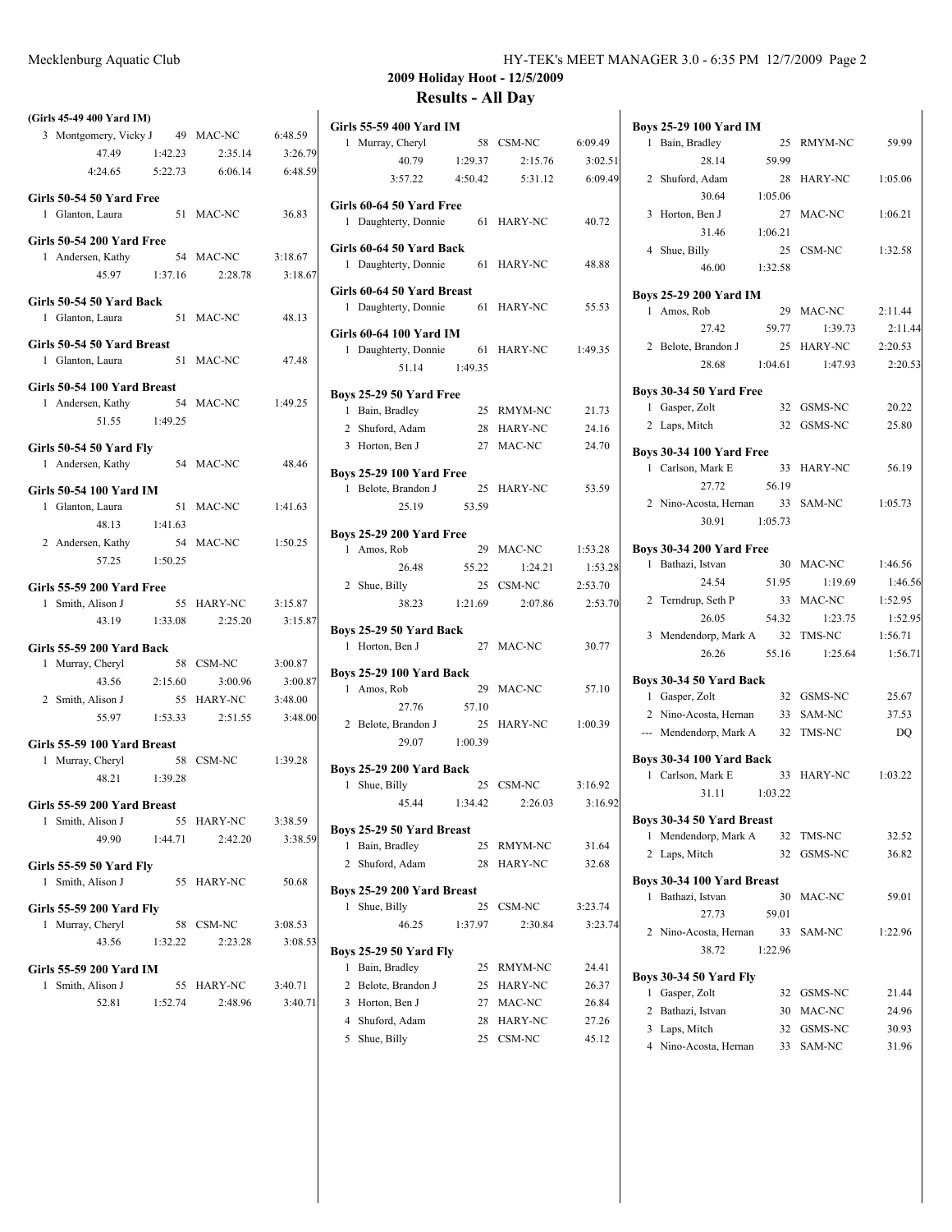## 2009 Holiday Hoot - 12/5/2009

## Results - All Day

**(Girls 45-49 400 Yard IM)**

| Place | Name | Age | Team | Time |
|---|---|---|---|---|
| 3 | Montgomery, Vicky J | 49 | MAC-NC | 6:48.59 |
| | 47.49 | 1:42.23 | 2:35.14 | 3:26.79 |
| | 4:24.65 | 5:22.73 | 6:06.14 | 6:48.59 |

**Girls 50-54 50 Yard Free**

| Place | Name | Age | Team | Time |
|---|---|---|---|---|
| 1 | Glanton, Laura | 51 | MAC-NC | 36.83 |

**Girls 50-54 200 Yard Free**

| Place | Name | Age | Team | Time |
|---|---|---|---|---|
| 1 | Andersen, Kathy | 54 | MAC-NC | 3:18.67 |
| | 45.97 | 1:37.16 | 2:28.78 | 3:18.67 |

**Girls 50-54 50 Yard Back**

| Place | Name | Age | Team | Time |
|---|---|---|---|---|
| 1 | Glanton, Laura | 51 | MAC-NC | 48.13 |

**Girls 50-54 50 Yard Breast**

| Place | Name | Age | Team | Time |
|---|---|---|---|---|
| 1 | Glanton, Laura | 51 | MAC-NC | 47.48 |

**Girls 50-54 100 Yard Breast**

| Place | Name | Age | Team | Time |
|---|---|---|---|---|
| 1 | Andersen, Kathy | 54 | MAC-NC | 1:49.25 |
| | 51.55 | 1:49.25 | | |

**Girls 50-54 50 Yard Fly**

| Place | Name | Age | Team | Time |
|---|---|---|---|---|
| 1 | Andersen, Kathy | 54 | MAC-NC | 48.46 |

**Girls 50-54 100 Yard IM**

| Place | Name | Age | Team | Time |
|---|---|---|---|---|
| 1 | Glanton, Laura | 51 | MAC-NC | 1:41.63 |
| | 48.13 | 1:41.63 | | |
| 2 | Andersen, Kathy | 54 | MAC-NC | 1:50.25 |
| | 57.25 | 1:50.25 | | |

**Girls 55-59 200 Yard Free**

| Place | Name | Age | Team | Time |
|---|---|---|---|---|
| 1 | Smith, Alison J | 55 | HARY-NC | 3:15.87 |
| | 43.19 | 1:33.08 | 2:25.20 | 3:15.87 |

**Girls 55-59 200 Yard Back**

| Place | Name | Age | Team | Time |
|---|---|---|---|---|
| 1 | Murray, Cheryl | 58 | CSM-NC | 3:00.87 |
| | 43.56 | 2:15.60 | 3:00.96 | 3:00.87 |
| 2 | Smith, Alison J | 55 | HARY-NC | 3:48.00 |
| | 55.97 | 1:53.33 | 2:51.55 | 3:48.00 |

**Girls 55-59 100 Yard Breast**

| Place | Name | Age | Team | Time |
|---|---|---|---|---|
| 1 | Murray, Cheryl | 58 | CSM-NC | 1:39.28 |
| | 48.21 | 1:39.28 | | |

**Girls 55-59 200 Yard Breast**

| Place | Name | Age | Team | Time |
|---|---|---|---|---|
| 1 | Smith, Alison J | 55 | HARY-NC | 3:38.59 |
| | 49.90 | 1:44.71 | 2:42.20 | 3:38.59 |

**Girls 55-59 50 Yard Fly**

| Place | Name | Age | Team | Time |
|---|---|---|---|---|
| 1 | Smith, Alison J | 55 | HARY-NC | 50.68 |

**Girls 55-59 200 Yard Fly**

| Place | Name | Age | Team | Time |
|---|---|---|---|---|
| 1 | Murray, Cheryl | 58 | CSM-NC | 3:08.53 |
| | 43.56 | 1:32.22 | 2:23.28 | 3:08.53 |

**Girls 55-59 200 Yard IM**

| Place | Name | Age | Team | Time |
|---|---|---|---|---|
| 1 | Smith, Alison J | 55 | HARY-NC | 3:40.71 |
| | 52.81 | 1:52.74 | 2:48.96 | 3:40.71 |

**Girls 55-59 400 Yard IM**

| Place | Name | Age | Team | Time |
|---|---|---|---|---|
| 1 | Murray, Cheryl | 58 | CSM-NC | 6:09.49 |
| | 40.79 | 1:29.37 | 2:15.76 | 3:02.51 |
| | 3:57.22 | 4:50.42 | 5:31.12 | 6:09.49 |

**Girls 60-64 50 Yard Free**

| Place | Name | Age | Team | Time |
|---|---|---|---|---|
| 1 | Daughterty, Donnie | 61 | HARY-NC | 40.72 |

**Girls 60-64 50 Yard Back**

| Place | Name | Age | Team | Time |
|---|---|---|---|---|
| 1 | Daughterty, Donnie | 61 | HARY-NC | 48.88 |

**Girls 60-64 50 Yard Breast**

| Place | Name | Age | Team | Time |
|---|---|---|---|---|
| 1 | Daughterty, Donnie | 61 | HARY-NC | 55.53 |

**Girls 60-64 100 Yard IM**

| Place | Name | Age | Team | Time |
|---|---|---|---|---|
| 1 | Daughterty, Donnie | 61 | HARY-NC | 1:49.35 |
| | 51.14 | 1:49.35 | | |

**Boys 25-29 50 Yard Free**

| Place | Name | Age | Team | Time |
|---|---|---|---|---|
| 1 | Bain, Bradley | 25 | RMYM-NC | 21.73 |
| 2 | Shuford, Adam | 28 | HARY-NC | 24.16 |
| 3 | Horton, Ben J | 27 | MAC-NC | 24.70 |

**Boys 25-29 100 Yard Free**

| Place | Name | Age | Team | Time |
|---|---|---|---|---|
| 1 | Belote, Brandon J | 25 | HARY-NC | 53.59 |
| | 25.19 | 53.59 | | |

**Boys 25-29 200 Yard Free**

| Place | Name | Age | Team | Time |
|---|---|---|---|---|
| 1 | Amos, Rob | 29 | MAC-NC | 1:53.28 |
| | 26.48 | 55.22 | 1:24.21 | 1:53.28 |
| 2 | Shue, Billy | 25 | CSM-NC | 2:53.70 |
| | 38.23 | 1:21.69 | 2:07.86 | 2:53.70 |

**Boys 25-29 50 Yard Back**

| Place | Name | Age | Team | Time |
|---|---|---|---|---|
| 1 | Horton, Ben J | 27 | MAC-NC | 30.77 |

**Boys 25-29 100 Yard Back**

| Place | Name | Age | Team | Time |
|---|---|---|---|---|
| 1 | Amos, Rob | 29 | MAC-NC | 57.10 |
| | 27.76 | 57.10 | | |
| 2 | Belote, Brandon J | 25 | HARY-NC | 1:00.39 |
| | 29.07 | 1:00.39 | | |

**Boys 25-29 200 Yard Back**

| Place | Name | Age | Team | Time |
|---|---|---|---|---|
| 1 | Shue, Billy | 25 | CSM-NC | 3:16.92 |
| | 45.44 | 1:34.42 | 2:26.03 | 3:16.92 |

**Boys 25-29 50 Yard Breast**

| Place | Name | Age | Team | Time |
|---|---|---|---|---|
| 1 | Bain, Bradley | 25 | RMYM-NC | 31.64 |
| 2 | Shuford, Adam | 28 | HARY-NC | 32.68 |

**Boys 25-29 200 Yard Breast**

| Place | Name | Age | Team | Time |
|---|---|---|---|---|
| 1 | Shue, Billy | 25 | CSM-NC | 3:23.74 |
| | 46.25 | 1:37.97 | 2:30.84 | 3:23.74 |

**Boys 25-29 50 Yard Fly**

| Place | Name | Age | Team | Time |
|---|---|---|---|---|
| 1 | Bain, Bradley | 25 | RMYM-NC | 24.41 |
| 2 | Belote, Brandon J | 25 | HARY-NC | 26.37 |
| 3 | Horton, Ben J | 27 | MAC-NC | 26.84 |
| 4 | Shuford, Adam | 28 | HARY-NC | 27.26 |
| 5 | Shue, Billy | 25 | CSM-NC | 45.12 |

**Boys 25-29 100 Yard IM**

| Place | Name | Age | Team | Time |
|---|---|---|---|---|
| 1 | Bain, Bradley | 25 | RMYM-NC | 59.99 |
| | 28.14 | 59.99 | | |
| 2 | Shuford, Adam | 28 | HARY-NC | 1:05.06 |
| | 30.64 | 1:05.06 | | |
| 3 | Horton, Ben J | 27 | MAC-NC | 1:06.21 |
| | 31.46 | 1:06.21 | | |
| 4 | Shue, Billy | 25 | CSM-NC | 1:32.58 |
| | 46.00 | 1:32.58 | | |

**Boys 25-29 200 Yard IM**

| Place | Name | Age | Team | Time |
|---|---|---|---|---|
| 1 | Amos, Rob | 29 | MAC-NC | 2:11.44 |
| | 27.42 | 59.77 | 1:39.73 | 2:11.44 |
| 2 | Belote, Brandon J | 25 | HARY-NC | 2:20.53 |
| | 28.68 | 1:04.61 | 1:47.93 | 2:20.53 |

**Boys 30-34 50 Yard Free**

| Place | Name | Age | Team | Time |
|---|---|---|---|---|
| 1 | Gasper, Zolt | 32 | GSMS-NC | 20.22 |
| 2 | Laps, Mitch | 32 | GSMS-NC | 25.80 |

**Boys 30-34 100 Yard Free**

| Place | Name | Age | Team | Time |
|---|---|---|---|---|
| 1 | Carlson, Mark E | 33 | HARY-NC | 56.19 |
| | 27.72 | 56.19 | | |
| 2 | Nino-Acosta, Hernan | 33 | SAM-NC | 1:05.73 |
| | 30.91 | 1:05.73 | | |

**Boys 30-34 200 Yard Free**

| Place | Name | Age | Team | Time |
|---|---|---|---|---|
| 1 | Bathazi, Istvan | 30 | MAC-NC | 1:46.56 |
| | 24.54 | 51.95 | 1:19.69 | 1:46.56 |
| 2 | Terndrup, Seth P | 33 | MAC-NC | 1:52.95 |
| | 26.05 | 54.32 | 1:23.75 | 1:52.95 |
| 3 | Mendendorp, Mark A | 32 | TMS-NC | 1:56.71 |
| | 26.26 | 55.16 | 1:25.64 | 1:56.71 |

**Boys 30-34 50 Yard Back**

| Place | Name | Age | Team | Time |
|---|---|---|---|---|
| 1 | Gasper, Zolt | 32 | GSMS-NC | 25.67 |
| 2 | Nino-Acosta, Hernan | 33 | SAM-NC | 37.53 |
| --- | Mendendorp, Mark A | 32 | TMS-NC | DQ |

**Boys 30-34 100 Yard Back**

| Place | Name | Age | Team | Time |
|---|---|---|---|---|
| 1 | Carlson, Mark E | 33 | HARY-NC | 1:03.22 |
| | 31.11 | 1:03.22 | | |

**Boys 30-34 50 Yard Breast**

| Place | Name | Age | Team | Time |
|---|---|---|---|---|
| 1 | Mendendorp, Mark A | 32 | TMS-NC | 32.52 |
| 2 | Laps, Mitch | 32 | GSMS-NC | 36.82 |

**Boys 30-34 100 Yard Breast**

| Place | Name | Age | Team | Time |
|---|---|---|---|---|
| 1 | Bathazi, Istvan | 30 | MAC-NC | 59.01 |
| | 27.73 | 59.01 | | |
| 2 | Nino-Acosta, Hernan | 33 | SAM-NC | 1:22.96 |
| | 38.72 | 1:22.96 | | |

**Boys 30-34 50 Yard Fly**

| Place | Name | Age | Team | Time |
|---|---|---|---|---|
| 1 | Gasper, Zolt | 32 | GSMS-NC | 21.44 |
| 2 | Bathazi, Istvan | 30 | MAC-NC | 24.96 |
| 3 | Laps, Mitch | 32 | GSMS-NC | 30.93 |
| 4 | Nino-Acosta, Hernan | 33 | SAM-NC | 31.96 |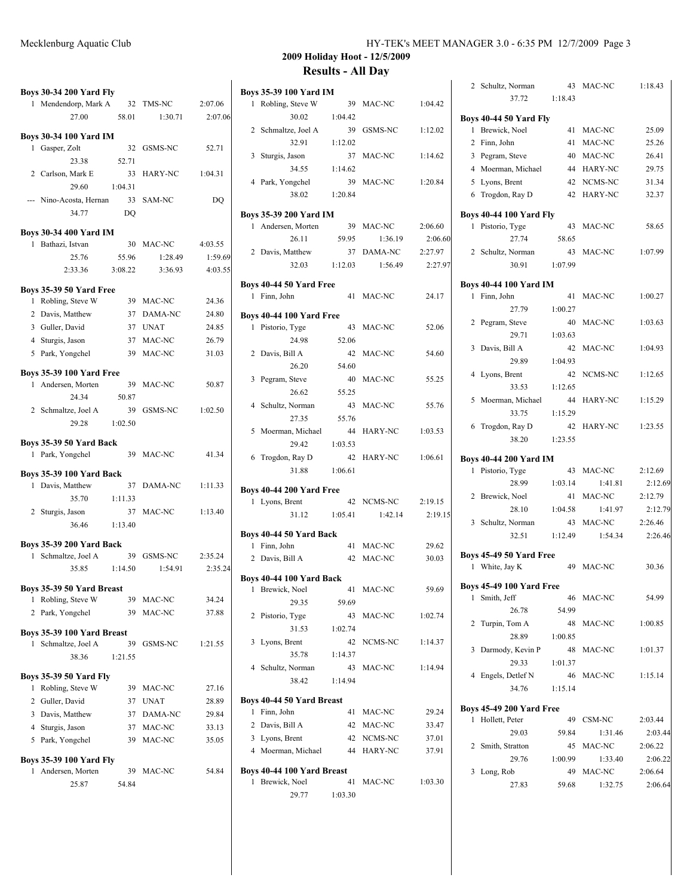# 2009 Holiday Hoot - 12/5/2009

## Results - All Day

**Boys 30-34 200 Yard Fly**

1 Mendendorp, Mark A 32 TMS-NC 2:07.06
27.00 58.01 1:30.71 2:07.06

**Boys 30-34 100 Yard IM**

1 Gasper, Zolt 32 GSMS-NC 52.71
23.38 52.71

2 Carlson, Mark E 33 HARY-NC 1:04.31
29.60 1:04.31

--- Nino-Acosta, Hernan 33 SAM-NC DQ
34.77 DQ

**Boys 30-34 400 Yard IM**

1 Bathazi, Istvan 30 MAC-NC 4:03.55
25.76 55.96 1:28.49 1:59.69
2:33.36 3:08.22 3:36.93 4:03.55

**Boys 35-39 50 Yard Free**

1 Robling, Steve W 39 MAC-NC 24.36
2 Davis, Matthew 37 DAMA-NC 24.80
3 Guller, David 37 UNAT 24.85
4 Sturgis, Jason 37 MAC-NC 26.79
5 Park, Yongchel 39 MAC-NC 31.03

**Boys 35-39 100 Yard Free**

1 Andersen, Morten 39 MAC-NC 50.87
24.34 50.87

2 Schmaltze, Joel A 39 GSMS-NC 1:02.50
29.28 1:02.50

**Boys 35-39 50 Yard Back**

1 Park, Yongchel 39 MAC-NC 41.34

**Boys 35-39 100 Yard Back**

1 Davis, Matthew 37 DAMA-NC 1:11.33
35.70 1:11.33

2 Sturgis, Jason 37 MAC-NC 1:13.40
36.46 1:13.40

**Boys 35-39 200 Yard Back**

1 Schmaltze, Joel A 39 GSMS-NC 2:35.24
35.85 1:14.50 1:54.91 2:35.24

**Boys 35-39 50 Yard Breast**

1 Robling, Steve W 39 MAC-NC 34.24
2 Park, Yongchel 39 MAC-NC 37.88

**Boys 35-39 100 Yard Breast**

1 Schmaltze, Joel A 39 GSMS-NC 1:21.55
38.36 1:21.55

**Boys 35-39 50 Yard Fly**

1 Robling, Steve W 39 MAC-NC 27.16
2 Guller, David 37 UNAT 28.89
3 Davis, Matthew 37 DAMA-NC 29.84
4 Sturgis, Jason 37 MAC-NC 33.13
5 Park, Yongchel 39 MAC-NC 35.05

**Boys 35-39 100 Yard Fly**

1 Andersen, Morten 39 MAC-NC 54.84
25.87 54.84

**Boys 35-39 100 Yard IM**

1 Robling, Steve W 39 MAC-NC 1:04.42
30.02 1:04.42

2 Schmaltze, Joel A 39 GSMS-NC 1:12.02
32.91 1:12.02

3 Sturgis, Jason 37 MAC-NC 1:14.62
34.55 1:14.62

4 Park, Yongchel 39 MAC-NC 1:20.84
38.02 1:20.84

**Boys 35-39 200 Yard IM**

1 Andersen, Morten 39 MAC-NC 2:06.60
26.11 59.95 1:36.19 2:06.60

2 Davis, Matthew 37 DAMA-NC 2:27.97
32.03 1:12.03 1:56.49 2:27.97

**Boys 40-44 50 Yard Free**

1 Finn, John 41 MAC-NC 24.17

**Boys 40-44 100 Yard Free**

1 Pistorio, Tyge 43 MAC-NC 52.06
24.98 52.06

2 Davis, Bill A 42 MAC-NC 54.60
26.20 54.60

3 Pegram, Steve 40 MAC-NC 55.25
26.62 55.25

4 Schultz, Norman 43 MAC-NC 55.76
27.35 55.76

5 Moerman, Michael 44 HARY-NC 1:03.53
29.42 1:03.53

6 Trogdon, Ray D 42 HARY-NC 1:06.61
31.88 1:06.61

**Boys 40-44 200 Yard Free**

1 Lyons, Brent 42 NCMS-NC 2:19.15
31.12 1:05.41 1:42.14 2:19.15

**Boys 40-44 50 Yard Back**

1 Finn, John 41 MAC-NC 29.62
2 Davis, Bill A 42 MAC-NC 30.03

**Boys 40-44 100 Yard Back**

1 Brewick, Noel 41 MAC-NC 59.69
29.35 59.69

2 Pistorio, Tyge 43 MAC-NC 1:02.74
31.53 1:02.74

3 Lyons, Brent 42 NCMS-NC 1:14.37
35.78 1:14.37

4 Schultz, Norman 43 MAC-NC 1:14.94
38.42 1:14.94

**Boys 40-44 50 Yard Breast**

1 Finn, John 41 MAC-NC 29.24
2 Davis, Bill A 42 MAC-NC 33.47
3 Lyons, Brent 42 NCMS-NC 37.01
4 Moerman, Michael 44 HARY-NC 37.91

**Boys 40-44 100 Yard Breast**

1 Brewick, Noel 41 MAC-NC 1:03.30
29.77 1:03.30

2 Schultz, Norman 43 MAC-NC 1:18.43
37.72 1:18.43

**Boys 40-44 50 Yard Fly**

1 Brewick, Noel 41 MAC-NC 25.09
2 Finn, John 41 MAC-NC 25.26
3 Pegram, Steve 40 MAC-NC 26.41
4 Moerman, Michael 44 HARY-NC 29.75
5 Lyons, Brent 42 NCMS-NC 31.34
6 Trogdon, Ray D 42 HARY-NC 32.37

**Boys 40-44 100 Yard Fly**

1 Pistorio, Tyge 43 MAC-NC 58.65
27.74 58.65

2 Schultz, Norman 43 MAC-NC 1:07.99
30.91 1:07.99

**Boys 40-44 100 Yard IM**

1 Finn, John 41 MAC-NC 1:00.27
27.79 1:00.27

2 Pegram, Steve 40 MAC-NC 1:03.63
29.71 1:03.63

3 Davis, Bill A 42 MAC-NC 1:04.93
29.89 1:04.93

4 Lyons, Brent 42 NCMS-NC 1:12.65
33.53 1:12.65

5 Moerman, Michael 44 HARY-NC 1:15.29
33.75 1:15.29

6 Trogdon, Ray D 42 HARY-NC 1:23.55
38.20 1:23.55

**Boys 40-44 200 Yard IM**

1 Pistorio, Tyge 43 MAC-NC 2:12.69
28.99 1:03.14 1:41.81 2:12.69

2 Brewick, Noel 41 MAC-NC 2:12.79
28.10 1:04.58 1:41.97 2:12.79

3 Schultz, Norman 43 MAC-NC 2:26.46
32.51 1:12.49 1:54.34 2:26.46

**Boys 45-49 50 Yard Free**

1 White, Jay K 49 MAC-NC 30.36

**Boys 45-49 100 Yard Free**

1 Smith, Jeff 46 MAC-NC 54.99
26.78 54.99

2 Turpin, Tom A 48 MAC-NC 1:00.85
28.89 1:00.85

3 Darmody, Kevin P 48 MAC-NC 1:01.37
29.33 1:01.37

4 Engels, Detlef N 46 MAC-NC 1:15.14
34.76 1:15.14

**Boys 45-49 200 Yard Free**

1 Hollett, Peter 49 CSM-NC 2:03.44
29.03 59.84 1:31.46 2:03.44

2 Smith, Stratton 45 MAC-NC 2:06.22
29.76 1:00.99 1:33.40 2:06.22

3 Long, Rob 49 MAC-NC 2:06.64
27.83 59.68 1:32.75 2:06.64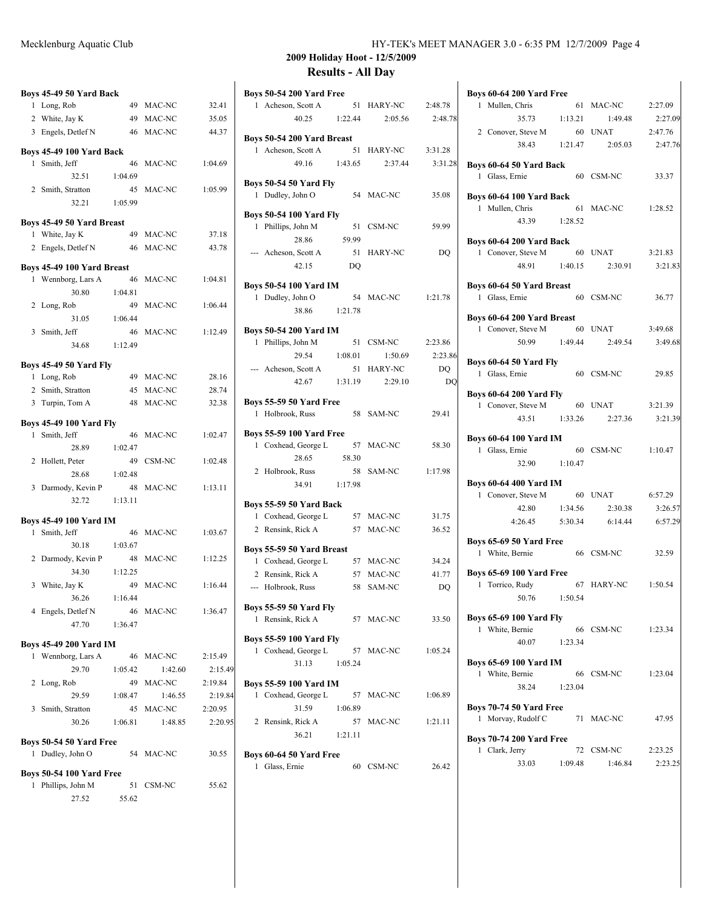## 2009 Holiday Hoot - 12/5/2009

## Results - All Day

**Boys 45-49 50 Yard Back**

| | Name | Age | Team | Time |
|---|---|---|---|---|
| 1 | Long, Rob | 49 | MAC-NC | 32.41 |
| 2 | White, Jay K | 49 | MAC-NC | 35.05 |
| 3 | Engels, Detlef N | 46 | MAC-NC | 44.37 |

**Boys 45-49 100 Yard Back**

| | Name | Age | Team | Time |
|---|---|---|---|---|
| 1 | Smith, Jeff | 46 | MAC-NC | 1:04.69 |
| | 32.51 1:04.69 | | | |
| 2 | Smith, Stratton | 45 | MAC-NC | 1:05.99 |
| | 32.21 1:05.99 | | | |

**Boys 45-49 50 Yard Breast**

| | Name | Age | Team | Time |
|---|---|---|---|---|
| 1 | White, Jay K | 49 | MAC-NC | 37.18 |
| 2 | Engels, Detlef N | 46 | MAC-NC | 43.78 |

**Boys 45-49 100 Yard Breast**

| | Name | Age | Team | Time |
|---|---|---|---|---|
| 1 | Wennborg, Lars A | 46 | MAC-NC | 1:04.81 |
| | 30.80 1:04.81 | | | |
| 2 | Long, Rob | 49 | MAC-NC | 1:06.44 |
| | 31.05 1:06.44 | | | |
| 3 | Smith, Jeff | 46 | MAC-NC | 1:12.49 |
| | 34.68 1:12.49 | | | |

**Boys 45-49 50 Yard Fly**

| | Name | Age | Team | Time |
|---|---|---|---|---|
| 1 | Long, Rob | 49 | MAC-NC | 28.16 |
| 2 | Smith, Stratton | 45 | MAC-NC | 28.74 |
| 3 | Turpin, Tom A | 48 | MAC-NC | 32.38 |

**Boys 45-49 100 Yard Fly**

| | Name | Age | Team | Time |
|---|---|---|---|---|
| 1 | Smith, Jeff | 46 | MAC-NC | 1:02.47 |
| | 28.89 1:02.47 | | | |
| 2 | Hollett, Peter | 49 | CSM-NC | 1:02.48 |
| | 28.68 1:02.48 | | | |
| 3 | Darmody, Kevin P | 48 | MAC-NC | 1:13.11 |
| | 32.72 1:13.11 | | | |

**Boys 45-49 100 Yard IM**

| | Name | Age | Team | Time |
|---|---|---|---|---|
| 1 | Smith, Jeff | 46 | MAC-NC | 1:03.67 |
| | 30.18 1:03.67 | | | |
| 2 | Darmody, Kevin P | 48 | MAC-NC | 1:12.25 |
| | 34.30 1:12.25 | | | |
| 3 | White, Jay K | 49 | MAC-NC | 1:16.44 |
| | 36.26 1:16.44 | | | |
| 4 | Engels, Detlef N | 46 | MAC-NC | 1:36.47 |
| | 47.70 1:36.47 | | | |

**Boys 45-49 200 Yard IM**

| | Name | Age | Team | Time |
|---|---|---|---|---|
| 1 | Wennborg, Lars A | 46 | MAC-NC | 2:15.49 |
| | 29.70 1:05.42 1:42.60 2:15.49 | | | |
| 2 | Long, Rob | 49 | MAC-NC | 2:19.84 |
| | 29.59 1:08.47 1:46.55 2:19.84 | | | |
| 3 | Smith, Stratton | 45 | MAC-NC | 2:20.95 |
| | 30.26 1:06.81 1:48.85 2:20.95 | | | |

**Boys 50-54 50 Yard Free**

| | Name | Age | Team | Time |
|---|---|---|---|---|
| 1 | Dudley, John O | 54 | MAC-NC | 30.55 |

**Boys 50-54 100 Yard Free**

| | Name | Age | Team | Time |
|---|---|---|---|---|
| 1 | Phillips, John M | 51 | CSM-NC | 55.62 |
| | 27.52 55.62 | | | |

**Boys 50-54 200 Yard Free**

| | Name | Age | Team | Time |
|---|---|---|---|---|
| 1 | Acheson, Scott A | 51 | HARY-NC | 2:48.78 |
| | 40.25 1:22.44 2:05.56 2:48.78 | | | |

**Boys 50-54 200 Yard Breast**

| | Name | Age | Team | Time |
|---|---|---|---|---|
| 1 | Acheson, Scott A | 51 | HARY-NC | 3:31.28 |
| | 49.16 1:43.65 2:37.44 3:31.28 | | | |

**Boys 50-54 50 Yard Fly**

| | Name | Age | Team | Time |
|---|---|---|---|---|
| 1 | Dudley, John O | 54 | MAC-NC | 35.08 |

**Boys 50-54 100 Yard Fly**

| | Name | Age | Team | Time |
|---|---|---|---|---|
| 1 | Phillips, John M | 51 | CSM-NC | 59.99 |
| | 28.86 59.99 | | | |
| --- | Acheson, Scott A | 51 | HARY-NC | DQ |
| | 42.15 DQ | | | |

**Boys 50-54 100 Yard IM**

| | Name | Age | Team | Time |
|---|---|---|---|---|
| 1 | Dudley, John O | 54 | MAC-NC | 1:21.78 |
| | 38.86 1:21.78 | | | |

**Boys 50-54 200 Yard IM**

| | Name | Age | Team | Time |
|---|---|---|---|---|
| 1 | Phillips, John M | 51 | CSM-NC | 2:23.86 |
| | 29.54 1:08.01 1:50.69 2:23.86 | | | |
| --- | Acheson, Scott A | 51 | HARY-NC | DQ |
| | 42.67 1:31.19 2:29.10 DQ | | | |

**Boys 55-59 50 Yard Free**

| | Name | Age | Team | Time |
|---|---|---|---|---|
| 1 | Holbrook, Russ | 58 | SAM-NC | 29.41 |

**Boys 55-59 100 Yard Free**

| | Name | Age | Team | Time |
|---|---|---|---|---|
| 1 | Coxhead, George L | 57 | MAC-NC | 58.30 |
| | 28.65 58.30 | | | |
| 2 | Holbrook, Russ | 58 | SAM-NC | 1:17.98 |
| | 34.91 1:17.98 | | | |

**Boys 55-59 50 Yard Back**

| | Name | Age | Team | Time |
|---|---|---|---|---|
| 1 | Coxhead, George L | 57 | MAC-NC | 31.75 |
| 2 | Rensink, Rick A | 57 | MAC-NC | 36.52 |

**Boys 55-59 50 Yard Breast**

| | Name | Age | Team | Time |
|---|---|---|---|---|
| 1 | Coxhead, George L | 57 | MAC-NC | 34.24 |
| 2 | Rensink, Rick A | 57 | MAC-NC | 41.77 |
| --- | Holbrook, Russ | 58 | SAM-NC | DQ |

**Boys 55-59 50 Yard Fly**

| | Name | Age | Team | Time |
|---|---|---|---|---|
| 1 | Rensink, Rick A | 57 | MAC-NC | 33.50 |

**Boys 55-59 100 Yard Fly**

| | Name | Age | Team | Time |
|---|---|---|---|---|
| 1 | Coxhead, George L | 57 | MAC-NC | 1:05.24 |
| | 31.13 1:05.24 | | | |

**Boys 55-59 100 Yard IM**

| | Name | Age | Team | Time |
|---|---|---|---|---|
| 1 | Coxhead, George L | 57 | MAC-NC | 1:06.89 |
| | 31.59 1:06.89 | | | |
| 2 | Rensink, Rick A | 57 | MAC-NC | 1:21.11 |
| | 36.21 1:21.11 | | | |

**Boys 60-64 50 Yard Free**

| | Name | Age | Team | Time |
|---|---|---|---|---|
| 1 | Glass, Ernie | 60 | CSM-NC | 26.42 |

**Boys 60-64 200 Yard Free**

| | Name | Age | Team | Time |
|---|---|---|---|---|
| 1 | Mullen, Chris | 61 | MAC-NC | 2:27.09 |
| | 35.73 1:13.21 1:49.48 2:27.09 | | | |
| 2 | Conover, Steve M | 60 | UNAT | 2:47.76 |
| | 38.43 1:21.47 2:05.03 2:47.76 | | | |

**Boys 60-64 50 Yard Back**

| | Name | Age | Team | Time |
|---|---|---|---|---|
| 1 | Glass, Ernie | 60 | CSM-NC | 33.37 |

**Boys 60-64 100 Yard Back**

| | Name | Age | Team | Time |
|---|---|---|---|---|
| 1 | Mullen, Chris | 61 | MAC-NC | 1:28.52 |
| | 43.39 1:28.52 | | | |

**Boys 60-64 200 Yard Back**

| | Name | Age | Team | Time |
|---|---|---|---|---|
| 1 | Conover, Steve M | 60 | UNAT | 3:21.83 |
| | 48.91 1:40.15 2:30.91 3:21.83 | | | |

**Boys 60-64 50 Yard Breast**

| | Name | Age | Team | Time |
|---|---|---|---|---|
| 1 | Glass, Ernie | 60 | CSM-NC | 36.77 |

**Boys 60-64 200 Yard Breast**

| | Name | Age | Team | Time |
|---|---|---|---|---|
| 1 | Conover, Steve M | 60 | UNAT | 3:49.68 |
| | 50.99 1:49.44 2:49.54 3:49.68 | | | |

**Boys 60-64 50 Yard Fly**

| | Name | Age | Team | Time |
|---|---|---|---|---|
| 1 | Glass, Ernie | 60 | CSM-NC | 29.85 |

**Boys 60-64 200 Yard Fly**

| | Name | Age | Team | Time |
|---|---|---|---|---|
| 1 | Conover, Steve M | 60 | UNAT | 3:21.39 |
| | 43.51 1:33.26 2:27.36 3:21.39 | | | |

**Boys 60-64 100 Yard IM**

| | Name | Age | Team | Time |
|---|---|---|---|---|
| 1 | Glass, Ernie | 60 | CSM-NC | 1:10.47 |
| | 32.90 1:10.47 | | | |

**Boys 60-64 400 Yard IM**

| | Name | Age | Team | Time |
|---|---|---|---|---|
| 1 | Conover, Steve M | 60 | UNAT | 6:57.29 |
| | 42.80 1:34.56 2:30.38 3:26.57 | | | |
| | 4:26.45 5:30.34 6:14.44 6:57.29 | | | |

**Boys 65-69 50 Yard Free**

| | Name | Age | Team | Time |
|---|---|---|---|---|
| 1 | White, Bernie | 66 | CSM-NC | 32.59 |

**Boys 65-69 100 Yard Free**

| | Name | Age | Team | Time |
|---|---|---|---|---|
| 1 | Torrico, Rudy | 67 | HARY-NC | 1:50.54 |
| | 50.76 1:50.54 | | | |

**Boys 65-69 100 Yard Fly**

| | Name | Age | Team | Time |
|---|---|---|---|---|
| 1 | White, Bernie | 66 | CSM-NC | 1:23.34 |
| | 40.07 1:23.34 | | | |

**Boys 65-69 100 Yard IM**

| | Name | Age | Team | Time |
|---|---|---|---|---|
| 1 | White, Bernie | 66 | CSM-NC | 1:23.04 |
| | 38.24 1:23.04 | | | |

**Boys 70-74 50 Yard Free**

| | Name | Age | Team | Time |
|---|---|---|---|---|
| 1 | Morvay, Rudolf C | 71 | MAC-NC | 47.95 |

**Boys 70-74 200 Yard Free**

| | Name | Age | Team | Time |
|---|---|---|---|---|
| 1 | Clark, Jerry | 72 | CSM-NC | 2:23.25 |
| | 33.03 1:09.48 1:46.84 2:23.25 | | | |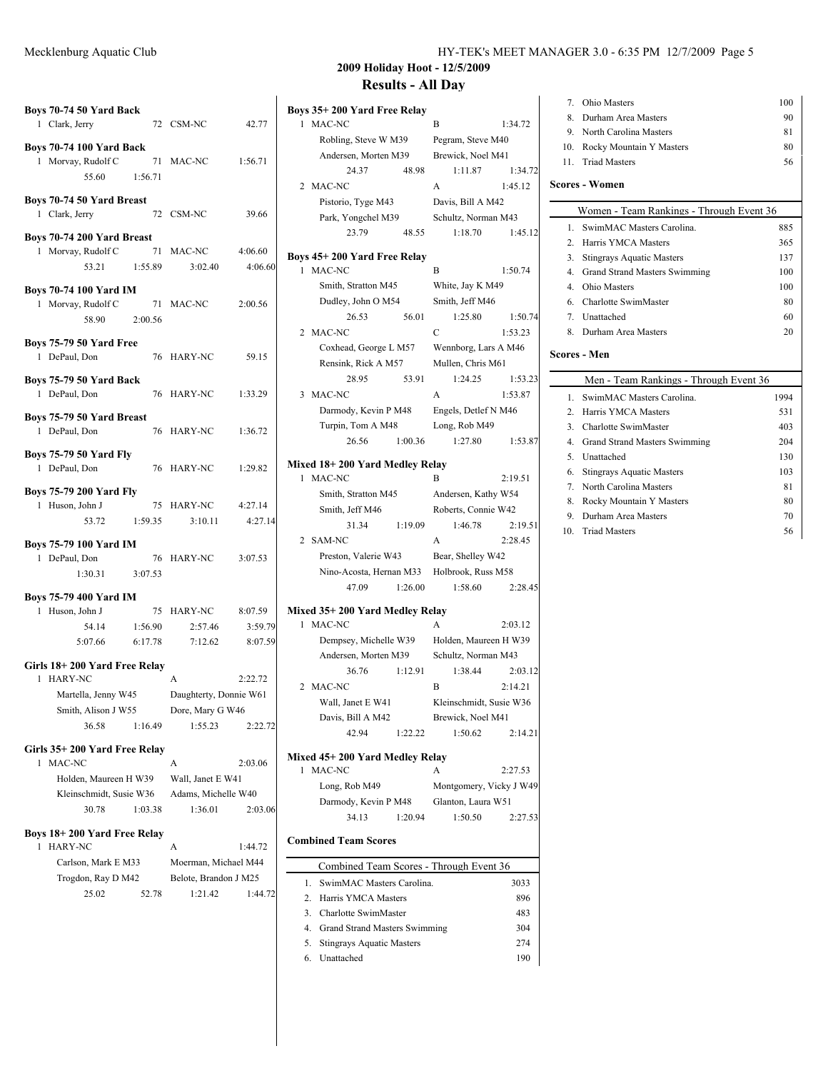**2009 Holiday Hoot - 12/5/2009**

**Results - All Day**

**Boys 70-74 50 Yard Back**

1 Clark, Jerry 72 CSM-NC 42.77

**Boys 70-74 100 Yard Back**

1 Morvay, Rudolf C 71 MAC-NC 1:56.71
55.60 1:56.71

**Boys 70-74 50 Yard Breast**

1 Clark, Jerry 72 CSM-NC 39.66

**Boys 70-74 200 Yard Breast**

1 Morvay, Rudolf C 71 MAC-NC 4:06.60
53.21 1:55.89 3:02.40 4:06.60

**Boys 70-74 100 Yard IM**

1 Morvay, Rudolf C 71 MAC-NC 2:00.56
58.90 2:00.56

**Boys 75-79 50 Yard Free**

1 DePaul, Don 76 HARY-NC 59.15

**Boys 75-79 50 Yard Back**

1 DePaul, Don 76 HARY-NC 1:33.29

**Boys 75-79 50 Yard Breast**

1 DePaul, Don 76 HARY-NC 1:36.72

**Boys 75-79 50 Yard Fly**

1 DePaul, Don 76 HARY-NC 1:29.82

**Boys 75-79 200 Yard Fly**

1 Huson, John J 75 HARY-NC 4:27.14
53.72 1:59.35 3:10.11 4:27.14

**Boys 75-79 100 Yard IM**

1 DePaul, Don 76 HARY-NC 3:07.53
1:30.31 3:07.53

**Boys 75-79 400 Yard IM**

1 Huson, John J 75 HARY-NC 8:07.59
54.14 1:56.90 2:57.46 3:59.79
5:07.66 6:17.78 7:12.62 8:07.59

**Girls 18+ 200 Yard Free Relay**

1 HARY-NC A 2:22.72
Martella, Jenny W45 Daughterty, Donnie W61
Smith, Alison J W55 Dore, Mary G W46
36.58 1:16.49 1:55.23 2:22.72

**Girls 35+ 200 Yard Free Relay**

1 MAC-NC A 2:03.06
Holden, Maureen H W39 Wall, Janet E W41
Kleinschmidt, Susie W36 Adams, Michelle W40
30.78 1:03.38 1:36.01 2:03.06

**Boys 18+ 200 Yard Free Relay**

1 HARY-NC A 1:44.72
Carlson, Mark E M33 Moerman, Michael M44
Trogdon, Ray D M42 Belote, Brandon J M25
25.02 52.78 1:21.42 1:44.72

**Boys 35+ 200 Yard Free Relay**

1 MAC-NC B 1:34.72
Robling, Steve W M39 Pegram, Steve M40
Andersen, Morten M39 Brewick, Noel M41
24.37 48.98 1:11.87 1:34.72

2 MAC-NC A 1:45.12
Pistorio, Tyge M43 Davis, Bill A M42
Park, Yongchel M39 Schultz, Norman M43
23.79 48.55 1:18.70 1:45.12

**Boys 45+ 200 Yard Free Relay**

1 MAC-NC B 1:50.74
Smith, Stratton M45 White, Jay K M49
Dudley, John O M54 Smith, Jeff M46
26.53 56.01 1:25.80 1:50.74

2 MAC-NC C 1:53.23
Coxhead, George L M57 Wennborg, Lars A M46
Rensink, Rick A M57 Mullen, Chris M61
28.95 53.91 1:24.25 1:53.23

3 MAC-NC A 1:53.87
Darmody, Kevin P M48 Engels, Detlef N M46
Turpin, Tom A M48 Long, Rob M49
26.56 1:00.36 1:27.80 1:53.87

**Mixed 18+ 200 Yard Medley Relay**

1 MAC-NC B 2:19.51
Smith, Stratton M45 Andersen, Kathy W54
Smith, Jeff M46 Roberts, Connie W42
31.34 1:19.09 1:46.78 2:19.51

2 SAM-NC A 2:28.45
Preston, Valerie W43 Bear, Shelley W42
Nino-Acosta, Hernan M33 Holbrook, Russ M58
47.09 1:26.00 1:58.60 2:28.45

**Mixed 35+ 200 Yard Medley Relay**

1 MAC-NC A 2:03.12
Dempsey, Michelle W39 Holden, Maureen H W39
Andersen, Morten M39 Schultz, Norman M43
36.76 1:12.91 1:38.44 2:03.12

2 MAC-NC B 2:14.21
Wall, Janet E W41 Kleinschmidt, Susie W36
Davis, Bill A M42 Brewick, Noel M41
42.94 1:22.22 1:50.62 2:14.21

**Mixed 45+ 200 Yard Medley Relay**

1 MAC-NC A 2:27.53
Long, Rob M49 Montgomery, Vicky J W49
Darmody, Kevin P M48 Glanton, Laura W51
34.13 1:20.94 1:50.50 2:27.53

**Combined Team Scores**

Combined Team Scores - Through Event 36

| | | |
|---|---|---|
| 1. | SwimMAC Masters Carolina. | 3033 |
| 2. | Harris YMCA Masters | 896 |
| 3. | Charlotte SwimMaster | 483 |
| 4. | Grand Strand Masters Swimming | 304 |
| 5. | Stingrays Aquatic Masters | 274 |
| 6. | Unattached | 190 |
| 7. | Ohio Masters | 100 |
| 8. | Durham Area Masters | 90 |
| 9. | North Carolina Masters | 81 |
| 10. | Rocky Mountain Y Masters | 80 |
| 11. | Triad Masters | 56 |

**Scores - Women**

Women - Team Rankings - Through Event 36

| | | |
|---|---|---|
| 1. | SwimMAC Masters Carolina. | 885 |
| 2. | Harris YMCA Masters | 365 |
| 3. | Stingrays Aquatic Masters | 137 |
| 4. | Grand Strand Masters Swimming | 100 |
| 4. | Ohio Masters | 100 |
| 6. | Charlotte SwimMaster | 80 |
| 7. | Unattached | 60 |
| 8. | Durham Area Masters | 20 |

**Scores - Men**

Men - Team Rankings - Through Event 36

| | | |
|---|---|---|
| 1. | SwimMAC Masters Carolina. | 1994 |
| 2. | Harris YMCA Masters | 531 |
| 3. | Charlotte SwimMaster | 403 |
| 4. | Grand Strand Masters Swimming | 204 |
| 5. | Unattached | 130 |
| 6. | Stingrays Aquatic Masters | 103 |
| 7. | North Carolina Masters | 81 |
| 8. | Rocky Mountain Y Masters | 80 |
| 9. | Durham Area Masters | 70 |
| 10. | Triad Masters | 56 |